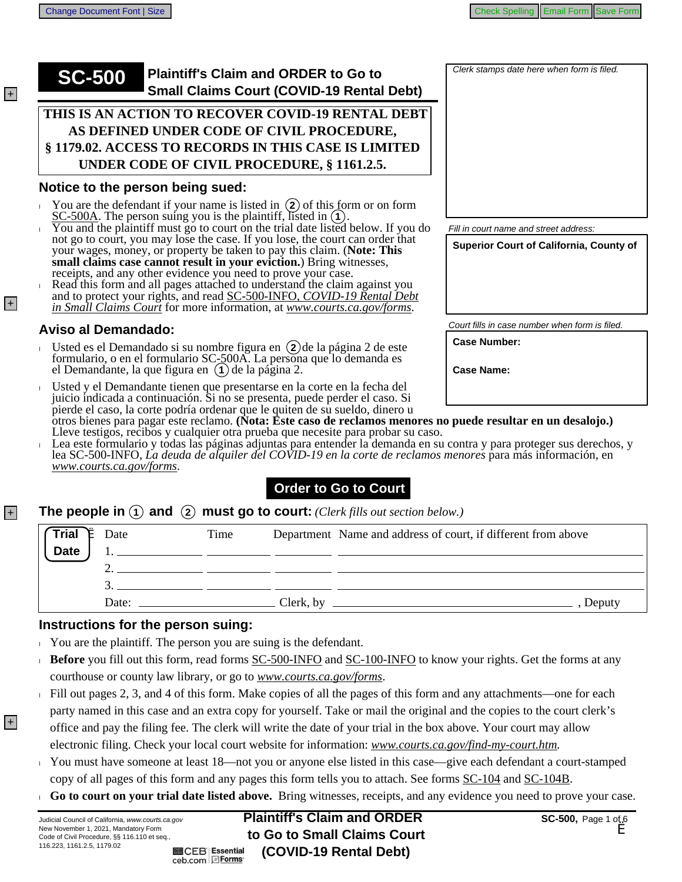# SC-500 Plaintiff's Claim and ORDER to Go to Small Claims Court (COVID-19 Rental Debt)

**THIS IS AN ACTION TO RECOVER COVID-19 RENTAL DEBT AS DEFINED UNDER CODE OF CIVIL PROCEDURE, § 1179.02. ACCESS TO RECORDS IN THIS CASE IS LIMITED UNDER CODE OF CIVIL PROCEDURE, § 1161.2.5.**

*Clerk stamps date here when form is filed.*

*Fill in court name and street address:*

**Superior Court of California, County of**

*Court fills in case number when form is filed.*

**Case Number:**

**Case Name:**

## Notice to the person being sued:

- You are the defendant if your name is listed in (2) of this form or on form SC-500A. The person suing you is the plaintiff, listed in (1).
- You and the plaintiff must go to court on the trial date listed below. If you do not go to court, you may lose the case. If you lose, the court can order that your wages, money, or property be taken to pay this claim. (**Note: This small claims case cannot result in your eviction.**) Bring witnesses, receipts, and any other evidence you need to prove your case.
- Read this form and all pages attached to understand the claim against you and to protect your rights, and read SC-500-INFO, *COVID-19 Rental Debt in Small Claims Court* for more information, at *www.courts.ca.gov/forms*.

## Aviso al Demandado:

- Usted es el Demandado si su nombre figura en (2) de la página 2 de este formulario, o en el formulario SC-500A. La persona que lo demanda es el Demandante, la que figura en (1) de la página 2.
- Usted y el Demandante tienen que presentarse en la corte en la fecha del juicio indicada a continuación. Si no se presenta, puede perder el caso. Si pierde el caso, la corte podría ordenar que le quiten de su sueldo, dinero u otros bienes para pagar este reclamo. **(Nota: Este caso de reclamos menores no puede resultar en un desalojo.)** Lleve testigos, recibos y cualquier otra prueba que necesite para probar su caso.
- Lea este formulario y todas las páginas adjuntas para entender la demanda en su contra y para proteger sus derechos, y lea SC-500-INFO, *La deuda de alquiler del COVID-19 en la corte de reclamos menores* para más información, en *www.courts.ca.gov/forms*.

## Order to Go to Court

**The people in (1) and (2) must go to court:** *(Clerk fills out section below.)*

| Trial Date | Date | Time | Department | Name and address of court, if different from above |
|---|---|---|---|---|
| | 1. | | | |
| | 2. | | | |
| | 3. | | | |

Date: ______________ Clerk, by ______________________________, Deputy

## Instructions for the person suing:

- You are the plaintiff. The person you are suing is the defendant.
- **Before** you fill out this form, read forms SC-500-INFO and SC-100-INFO to know your rights. Get the forms at any courthouse or county law library, or go to *www.courts.ca.gov/forms*.
- Fill out pages 2, 3, and 4 of this form. Make copies of all the pages of this form and any attachments—one for each party named in this case and an extra copy for yourself. Take or mail the original and the copies to the court clerk's office and pay the filing fee. The clerk will write the date of your trial in the box above. Your court may allow electronic filing. Check your local court website for information: *www.courts.ca.gov/find-my-court.htm.*
- You must have someone at least 18—not you or anyone else listed in this case—give each defendant a court-stamped copy of all pages of this form and any pages this form tells you to attach. See forms SC-104 and SC-104B.
- **Go to court on your trial date listed above.** Bring witnesses, receipts, and any evidence you need to prove your case.

Judicial Council of California, *www.courts.ca.gov*
New November 1, 2021, Mandatory Form
Code of Civil Procedure, §§ 116.110 et seq., 116.223, 1161.2.5, 1179.02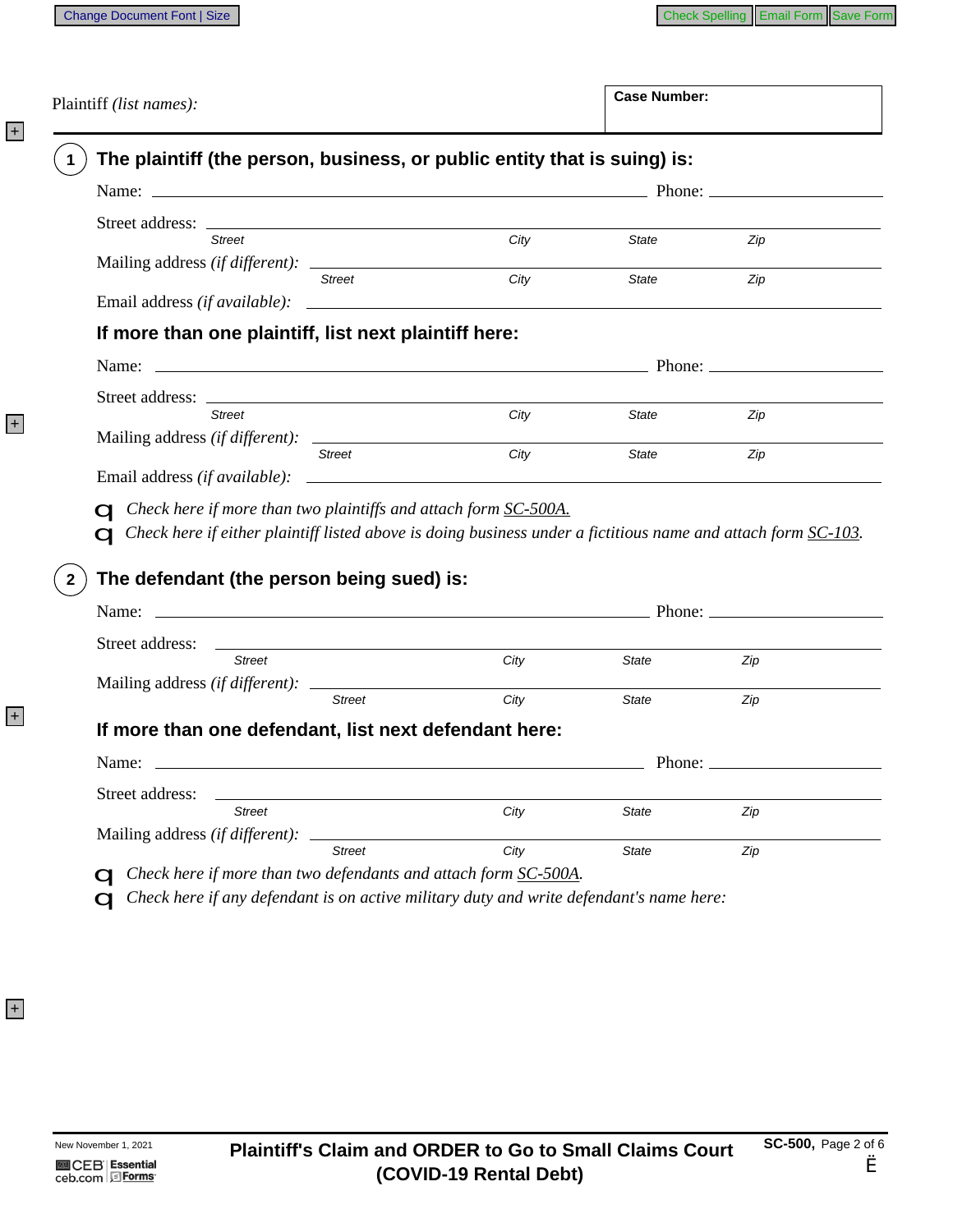Plaintiff *(list names)*:

**Case Number:**

## 1 The plaintiff (the person, business, or public entity that is suing) is:

Name: ______________________ Phone: ____________

Street address: ______________________
Street City State Zip

Mailing address *(if different)*: ______________________
Street City State Zip

Email address *(if available)*: ______________________

### If more than one plaintiff, list next plaintiff here:

Name: ______________________ Phone: ____________

Street address: ______________________
Street City State Zip

Mailing address *(if different)*: ______________________
Street City State Zip

Email address *(if available)*: ______________________

- ☐ *Check here if more than two plaintiffs and attach form SC-500A.*
- ☐ *Check here if either plaintiff listed above is doing business under a fictitious name and attach form SC-103.*

## 2 The defendant (the person being sued) is:

Name: ______________________ Phone: ____________

Street address: ______________________
Street City State Zip

Mailing address *(if different)*: ______________________
Street City State Zip

### If more than one defendant, list next defendant here:

Name: ______________________ Phone: ____________

Street address: ______________________
Street City State Zip

Mailing address *(if different)*: ______________________
Street City State Zip

- ☐ *Check here if more than two defendants and attach form SC-500A.*
- ☐ *Check here if any defendant is on active military duty and write defendant's name here:*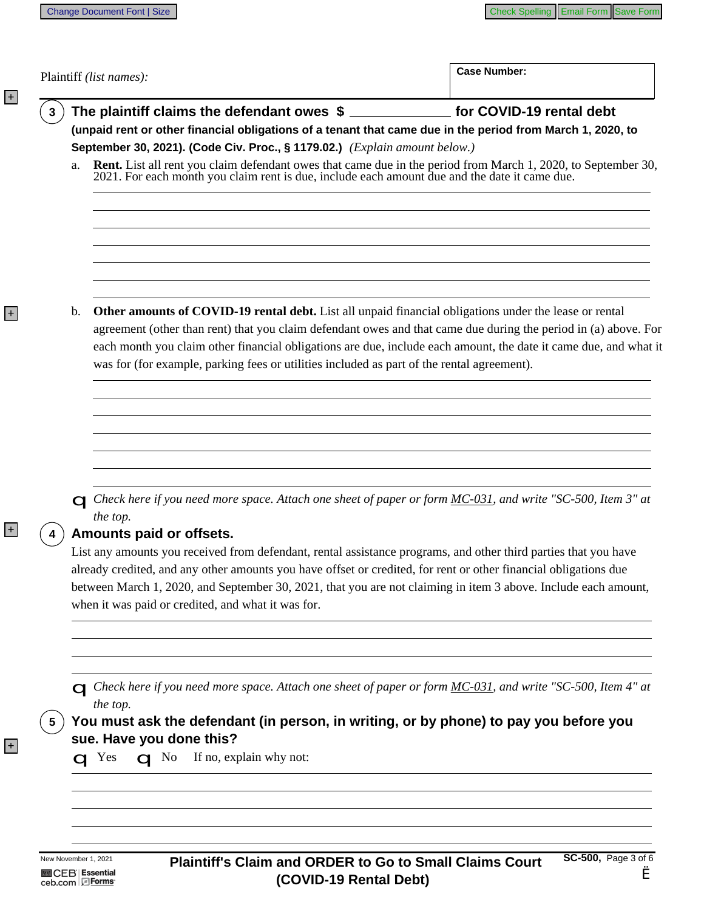Plaintiff *(list names):*

**Case Number:**

**3** **The plaintiff claims the defendant owes $ ______________ for COVID-19 rental debt**

**(unpaid rent or other financial obligations of a tenant that came due in the period from March 1, 2020, to September 30, 2021). (Code Civ. Proc., § 1179.02.)** *(Explain amount below.)*

a. **Rent.** List all rent you claim defendant owes that came due in the period from March 1, 2020, to September 30, 2021. For each month you claim rent is due, include each amount due and the date it came due.

b. **Other amounts of COVID-19 rental debt.** List all unpaid financial obligations under the lease or rental agreement (other than rent) that you claim defendant owes and that came due during the period in (a) above. For each month you claim other financial obligations are due, include each amount, the date it came due, and what it was for (for example, parking fees or utilities included as part of the rental agreement).

☐ *Check here if you need more space. Attach one sheet of paper or form MC-031, and write "SC-500, Item 3" at the top.*

**4** **Amounts paid or offsets.**

List any amounts you received from defendant, rental assistance programs, and other third parties that you have already credited, and any other amounts you have offset or credited, for rent or other financial obligations due between March 1, 2020, and September 30, 2021, that you are not claiming in item 3 above. Include each amount, when it was paid or credited, and what it was for.

☐ *Check here if you need more space. Attach one sheet of paper or form MC-031, and write "SC-500, Item 4" at the top.*

**5** **You must ask the defendant (in person, in writing, or by phone) to pay you before you sue. Have you done this?**

☐ Yes ☐ No If no, explain why not:

New November 1, 2021

**Plaintiff's Claim and ORDER to Go to Small Claims Court (COVID-19 Rental Debt)**

**SC-500,**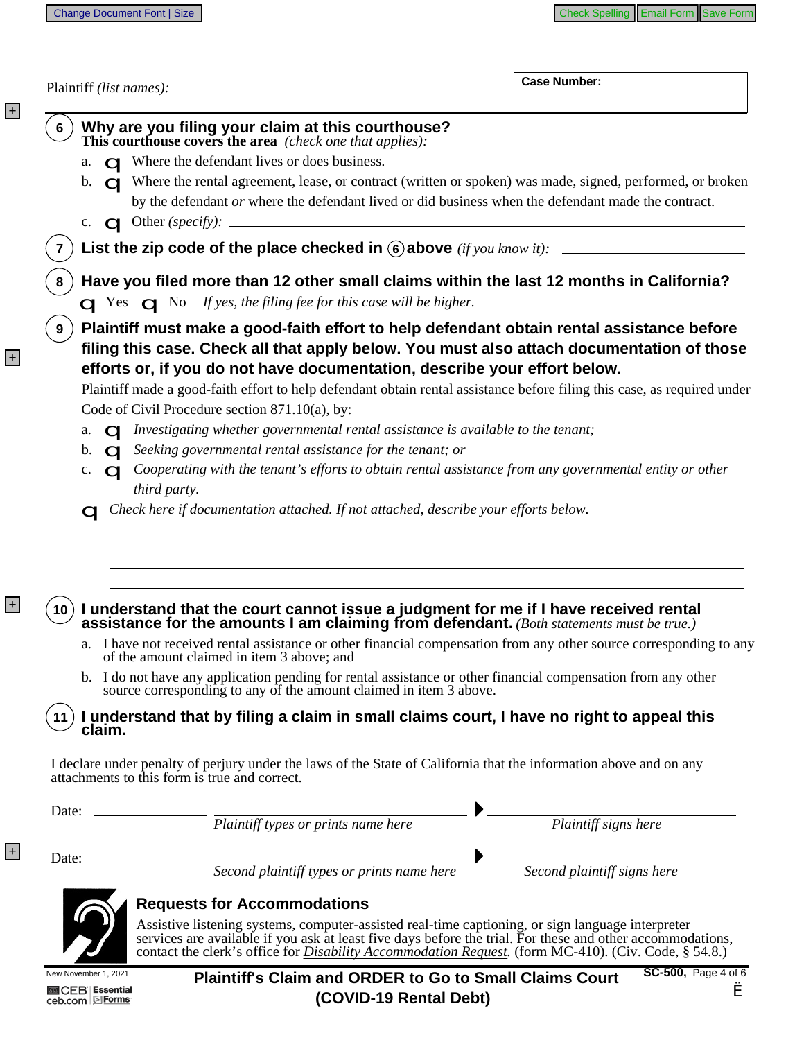Plaintiff *(list names):*

**Case Number:**

**6 Why are you filing your claim at this courthouse?**
**This courthouse covers the area** *(check one that applies):*

a. ☐ Where the defendant lives or does business.

b. ☐ Where the rental agreement, lease, or contract (written or spoken) was made, signed, performed, or broken by the defendant *or* where the defendant lived or did business when the defendant made the contract.

c. ☐ Other *(specify):* ______________________________

**7 List the zip code of the place checked in ⑥ above** *(if you know it):* ______________

**8 Have you filed more than 12 other small claims within the last 12 months in California?**

☐ Yes ☐ No *If yes, the filing fee for this case will be higher.*

**9 Plaintiff must make a good-faith effort to help defendant obtain rental assistance before filing this case. Check all that apply below. You must also attach documentation of those efforts or, if you do not have documentation, describe your effort below.**

Plaintiff made a good-faith effort to help defendant obtain rental assistance before filing this case, as required under Code of Civil Procedure section 871.10(a), by:

a. ☐ *Investigating whether governmental rental assistance is available to the tenant;*

b. ☐ *Seeking governmental rental assistance for the tenant; or*

c. ☐ *Cooperating with the tenant's efforts to obtain rental assistance from any governmental entity or other third party.*

☐ *Check here if documentation attached. If not attached, describe your efforts below.*

______________________________

______________________________

______________________________

______________________________

**10 I understand that the court cannot issue a judgment for me if I have received rental assistance for the amounts I am claiming from defendant.** *(Both statements must be true.)*

a. I have not received rental assistance or other financial compensation from any other source corresponding to any of the amount claimed in item 3 above; and

b. I do not have any application pending for rental assistance or other financial compensation from any other source corresponding to any of the amount claimed in item 3 above.

**11 I understand that by filing a claim in small claims court, I have no right to appeal this claim.**

I declare under penalty of perjury under the laws of the State of California that the information above and on any attachments to this form is true and correct.

Date: ______________ ______________________________ ▶ ______________________________
*Plaintiff types or prints name here* *Plaintiff signs here*

Date: ______________ ______________________________ ▶ ______________________________
*Second plaintiff types or prints name here* *Second plaintiff signs here*

### Requests for Accommodations

Assistive listening systems, computer-assisted real-time captioning, or sign language interpreter services are available if you ask at least five days before the trial. For these and other accommodations, contact the clerk's office for *Disability Accommodation Request.* (form MC-410). (Civ. Code, § 54.8.)

New November 1, 2021

**Plaintiff's Claim and ORDER to Go to Small Claims Court (COVID-19 Rental Debt)**

**SC-500,**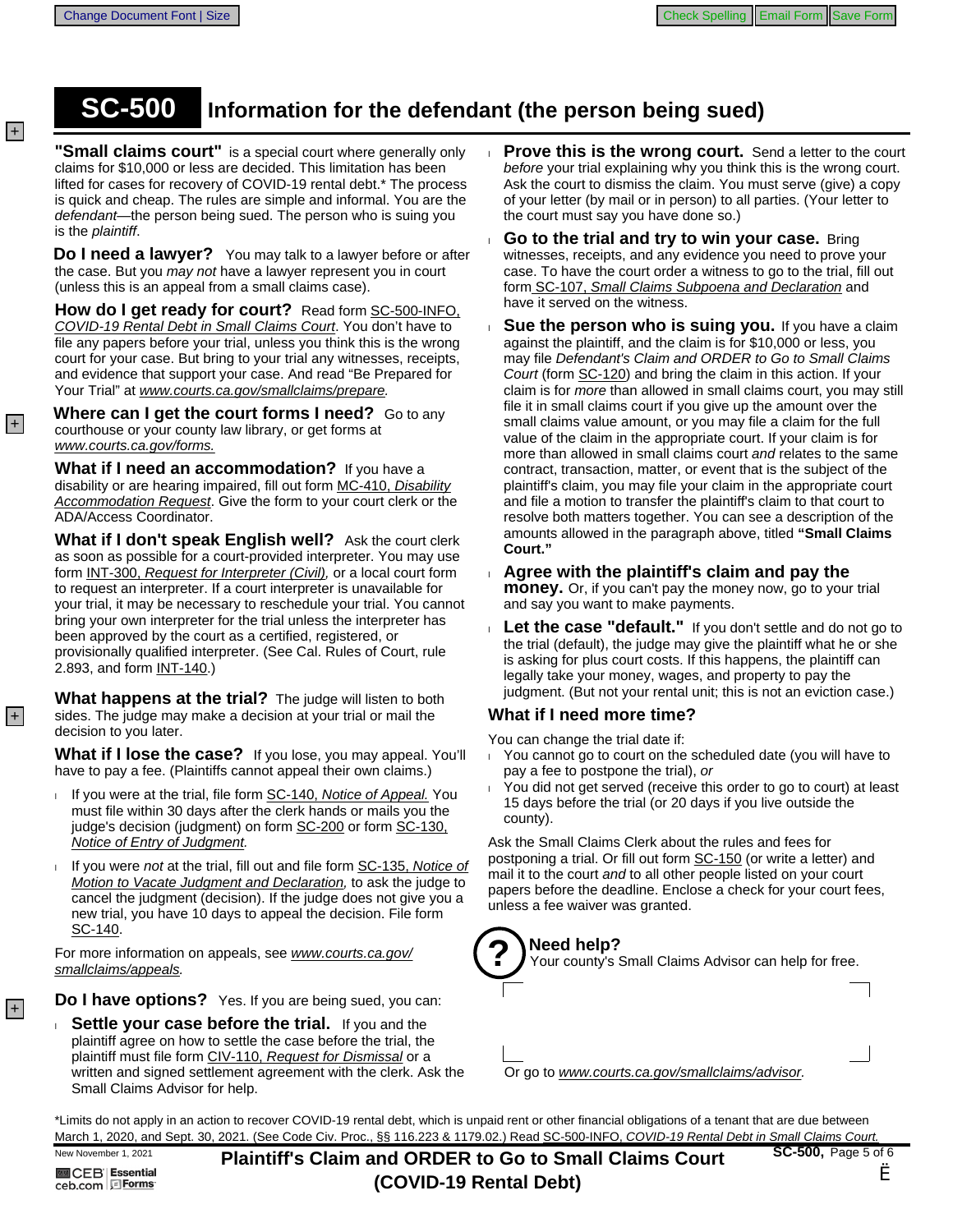# SC-500 Information for the defendant (the person being sued)

**"Small claims court"** is a special court where generally only claims for $10,000 or less are decided. This limitation has been lifted for cases for recovery of COVID-19 rental debt.* The process is quick and cheap. The rules are simple and informal. You are the *defendant*—the person being sued. The person who is suing you is the *plaintiff*.

**Do I need a lawyer?** You may talk to a lawyer before or after the case. But you *may not* have a lawyer represent you in court (unless this is an appeal from a small claims case).

**How do I get ready for court?** Read form SC-500-INFO, *COVID-19 Rental Debt in Small Claims Court*. You don't have to file any papers before your trial, unless you think this is the wrong court for your case. But bring to your trial any witnesses, receipts, and evidence that support your case. And read "Be Prepared for Your Trial" at *www.courts.ca.gov/smallclaims/prepare.*

**Where can I get the court forms I need?** Go to any courthouse or your county law library, or get forms at *www.courts.ca.gov/forms.*

**What if I need an accommodation?** If you have a disability or are hearing impaired, fill out form MC-410, *Disability Accommodation Request*. Give the form to your court clerk or the ADA/Access Coordinator.

**What if I don't speak English well?** Ask the court clerk as soon as possible for a court-provided interpreter. You may use form INT-300, *Request for Interpreter (Civil),* or a local court form to request an interpreter. If a court interpreter is unavailable for your trial, it may be necessary to reschedule your trial. You cannot bring your own interpreter for the trial unless the interpreter has been approved by the court as a certified, registered, or provisionally qualified interpreter. (See Cal. Rules of Court, rule 2.893, and form INT-140.)

**What happens at the trial?** The judge will listen to both sides. The judge may make a decision at your trial or mail the decision to you later.

**What if I lose the case?** If you lose, you may appeal. You'll have to pay a fee. (Plaintiffs cannot appeal their own claims.)

- If you were at the trial, file form SC-140, *Notice of Appeal.* You must file within 30 days after the clerk hands or mails you the judge's decision (judgment) on form SC-200 or form SC-130, *Notice of Entry of Judgment.*
- If you were *not* at the trial, fill out and file form SC-135, *Notice of Motion to Vacate Judgment and Declaration,* to ask the judge to cancel the judgment (decision). If the judge does not give you a new trial, you have 10 days to appeal the decision. File form SC-140.

For more information on appeals, see *www.courts.ca.gov/smallclaims/appeals.*

**Do I have options?** Yes. If you are being sued, you can:

- **Settle your case before the trial.** If you and the plaintiff agree on how to settle the case before the trial, the plaintiff must file form CIV-110, *Request for Dismissal* or a written and signed settlement agreement with the clerk. Ask the Small Claims Advisor for help.
- **Prove this is the wrong court.** Send a letter to the court *before* your trial explaining why you think this is the wrong court. Ask the court to dismiss the claim. You must serve (give) a copy of your letter (by mail or in person) to all parties. (Your letter to the court must say you have done so.)
- **Go to the trial and try to win your case.** Bring witnesses, receipts, and any evidence you need to prove your case. To have the court order a witness to go to the trial, fill out form SC-107, *Small Claims Subpoena and Declaration* and have it served on the witness.
- **Sue the person who is suing you.** If you have a claim against the plaintiff, and the claim is for $10,000 or less, you may file *Defendant's Claim and ORDER to Go to Small Claims Court* (form SC-120) and bring the claim in this action. If your claim is for *more* than allowed in small claims court, you may still file it in small claims court if you give up the amount over the small claims value amount, or you may file a claim for the full value of the claim in the appropriate court. If your claim is for more than allowed in small claims court *and* relates to the same contract, transaction, matter, or event that is the subject of the plaintiff's claim, you may file your claim in the appropriate court and file a motion to transfer the plaintiff's claim to that court to resolve both matters together. You can see a description of the amounts allowed in the paragraph above, titled **"Small Claims Court."**
- **Agree with the plaintiff's claim and pay the money.** Or, if you can't pay the money now, go to your trial and say you want to make payments.
- **Let the case "default."** If you don't settle and do not go to the trial (default), the judge may give the plaintiff what he or she is asking for plus court costs. If this happens, the plaintiff can legally take your money, wages, and property to pay the judgment. (But not your rental unit; this is not an eviction case.)

## What if I need more time?

You can change the trial date if:

- You cannot go to court on the scheduled date (you will have to pay a fee to postpone the trial), *or*
- You did not get served (receive this order to go to court) at least 15 days before the trial (or 20 days if you live outside the county).

Ask the Small Claims Clerk about the rules and fees for postponing a trial. Or fill out form SC-150 (or write a letter) and mail it to the court *and* to all other people listed on your court papers before the deadline. Enclose a check for your court fees, unless a fee waiver was granted.

**Need help?**
Your county's Small Claims Advisor can help for free.

Or go to *www.courts.ca.gov/smallclaims/advisor.*

*Limits do not apply in an action to recover COVID-19 rental debt, which is unpaid rent or other financial obligations of a tenant that are due between March 1, 2020, and Sept. 30, 2021. (See Code Civ. Proc., §§ 116.223 & 1179.02.) Read SC-500-INFO, *COVID-19 Rental Debt in Small Claims Court.*

New November 1, 2021

**Plaintiff's Claim and ORDER to Go to Small Claims Court (COVID-19 Rental Debt)**

**SC-500,**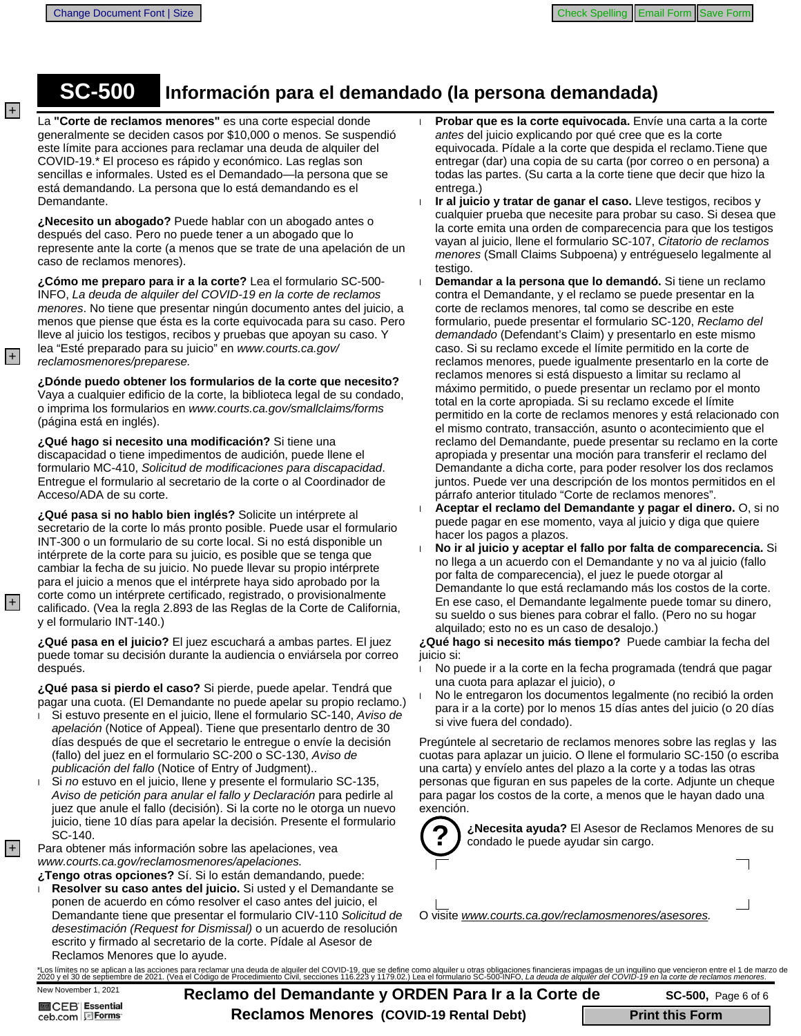# SC-500 Información para el demandado (la persona demandada)

La **"Corte de reclamos menores"** es una corte especial donde generalmente se deciden casos por $10,000 o menos. Se suspendió este límite para acciones para reclamar una deuda de alquiler del COVID-19.* El proceso es rápido y económico. Las reglas son sencillas e informales. Usted es el Demandado—la persona que se está demandando. La persona que lo está demandando es el Demandante.

**¿Necesito un abogado?** Puede hablar con un abogado antes o después del caso. Pero no puede tener a un abogado que lo represente ante la corte (a menos que se trate de una apelación de un caso de reclamos menores).

**¿Cómo me preparo para ir a la corte?** Lea el formulario SC-500-INFO, *La deuda de alquiler del COVID-19 en la corte de reclamos menores*. No tiene que presentar ningún documento antes del juicio, a menos que piense que ésta es la corte equivocada para su caso. Pero lleve al juicio los testigos, recibos y pruebas que apoyan su caso. Y lea "Esté preparado para su juicio" en *www.courts.ca.gov/reclamosmenores/preparese.*

**¿Dónde puedo obtener los formularios de la corte que necesito?** Vaya a cualquier edificio de la corte, la biblioteca legal de su condado, o imprima los formularios en *www.courts.ca.gov/smallclaims/forms* (página está en inglés).

**¿Qué hago si necesito una modificación?** Si tiene una discapacidad o tiene impedimentos de audición, puede llene el formulario MC-410, *Solicitud de modificaciones para discapacidad*. Entregue el formulario al secretario de la corte o al Coordinador de Acceso/ADA de su corte.

**¿Qué pasa si no hablo bien inglés?** Solicite un intérprete al secretario de la corte lo más pronto posible. Puede usar el formulario INT-300 o un formulario de su corte local. Si no está disponible un intérprete de la corte para su juicio, es posible que se tenga que cambiar la fecha de su juicio. No puede llevar su propio intérprete para el juicio a menos que el intérprete haya sido aprobado por la corte como un intérprete certificado, registrado, o provisionalmente calificado. (Vea la regla 2.893 de las Reglas de la Corte de California, y el formulario INT-140.)

**¿Qué pasa en el juicio?** El juez escuchará a ambas partes. El juez puede tomar su decisión durante la audiencia o enviársela por correo después.

**¿Qué pasa si pierdo el caso?** Si pierde, puede apelar. Tendrá que pagar una cuota. (El Demandante no puede apelar su propio reclamo.)

- Si estuvo presente en el juicio, llene el formulario SC-140, *Aviso de apelación* (Notice of Appeal). Tiene que presentarlo dentro de 30 días después de que el secretario le entregue o envíe la decisión (fallo) del juez en el formulario SC-200 o SC-130, *Aviso de publicación del fallo* (Notice of Entry of Judgment)..
- Si *no* estuvo en el juicio, llene y presente el formulario SC-135, *Aviso de petición para anular el fallo y Declaración* para pedirle al juez que anule el fallo (decisión). Si la corte no le otorga un nuevo juicio, tiene 10 días para apelar la decisión. Presente el formulario SC-140.

Para obtener más información sobre las apelaciones, vea *www.courts.ca.gov/reclamosmenores/apelaciones.*

**¿Tengo otras opciones?** Sí. Si lo están demandando, puede:

- **Resolver su caso antes del juicio.** Si usted y el Demandante se ponen de acuerdo en cómo resolver el caso antes del juicio, el Demandante tiene que presentar el formulario CIV-110 *Solicitud de desestimación (Request for Dismissal)* o un acuerdo de resolución escrito y firmado al secretario de la corte. Pídale al Asesor de Reclamos Menores que lo ayude.
- **Probar que es la corte equivocada.** Envíe una carta a la corte *antes* del juicio explicando por qué cree que es la corte equivocada. Pídale a la corte que despida el reclamo.Tiene que entregar (dar) una copia de su carta (por correo o en persona) a todas las partes. (Su carta a la corte tiene que decir que hizo la entrega.)
- **Ir al juicio y tratar de ganar el caso.** Lleve testigos, recibos y cualquier prueba que necesite para probar su caso. Si desea que la corte emita una orden de comparecencia para que los testigos vayan al juicio, llene el formulario SC-107, *Citatorio de reclamos menores* (Small Claims Subpoena) y entrégueselo legalmente al testigo.
- **Demandar a la persona que lo demandó.** Si tiene un reclamo contra el Demandante, y el reclamo se puede presentar en la corte de reclamos menores, tal como se describe en este formulario, puede presentar el formulario SC-120, *Reclamo del demandado* (Defendant's Claim) y presentarlo en este mismo caso. Si su reclamo excede el límite permitido en la corte de reclamos menores, puede igualmente presentarlo en la corte de reclamos menores si está dispuesto a limitar su reclamo al máximo permitido, o puede presentar un reclamo por el monto total en la corte apropiada. Si su reclamo excede el límite permitido en la corte de reclamos menores y está relacionado con el mismo contrato, transacción, asunto o acontecimiento que el reclamo del Demandante, puede presentar su reclamo en la corte apropiada y presentar una moción para transferir el reclamo del Demandante a dicha corte, para poder resolver los dos reclamos juntos. Puede ver una descripción de los montos permitidos en el párrafo anterior titulado "Corte de reclamos menores".
- **Aceptar el reclamo del Demandante y pagar el dinero.** O, si no puede pagar en ese momento, vaya al juicio y diga que quiere hacer los pagos a plazos.
- **No ir al juicio y aceptar el fallo por falta de comparecencia.** Si no llega a un acuerdo con el Demandante y no va al juicio (fallo por falta de comparecencia), el juez le puede otorgar al Demandante lo que está reclamando más los costos de la corte. En ese caso, el Demandante legalmente puede tomar su dinero, su sueldo o sus bienes para cobrar el fallo. (Pero no su hogar alquilado; esto no es un caso de desalojo.)

**¿Qué hago si necesito más tiempo?** Puede cambiar la fecha del juicio si:

- No puede ir a la corte en la fecha programada (tendrá que pagar una cuota para aplazar el juicio), *o*
- No le entregaron los documentos legalmente (no recibió la orden para ir a la corte) por lo menos 15 días antes del juicio (o 20 días si vive fuera del condado).

Pregúntele al secretario de reclamos menores sobre las reglas y las cuotas para aplazar un juicio. O llene el formulario SC-150 (o escriba una carta) y envíelo antes del plazo a la corte y a todas las otras personas que figuran en sus papeles de la corte. Adjunte un cheque para pagar los costos de la corte, a menos que le hayan dado una exención.

**¿Necesita ayuda?** El Asesor de Reclamos Menores de su condado le puede ayudar sin cargo.

O visite *www.courts.ca.gov/reclamosmenores/asesores.*

*Los límites no se aplican a las acciones para reclamar una deuda de alquiler del COVID-19, que se define como alquiler u otras obligaciones financieras impagas de un inquilino que vencieron entre el 1 de marzo de 2020 y el 30 de septiembre de 2021. (Vea el Código de Procedimiento Civil, secciones 116.223 y 1179.02.) Lea el formulario SC-500-INFO, *La deuda de alquiler del COVID-19 en la corte de reclamos menores*.

New November 1, 2021

**Reclamo del Demandante y ORDEN Para Ir a la Corte de Reclamos Menores (COVID-19 Rental Debt)**

**SC-500**